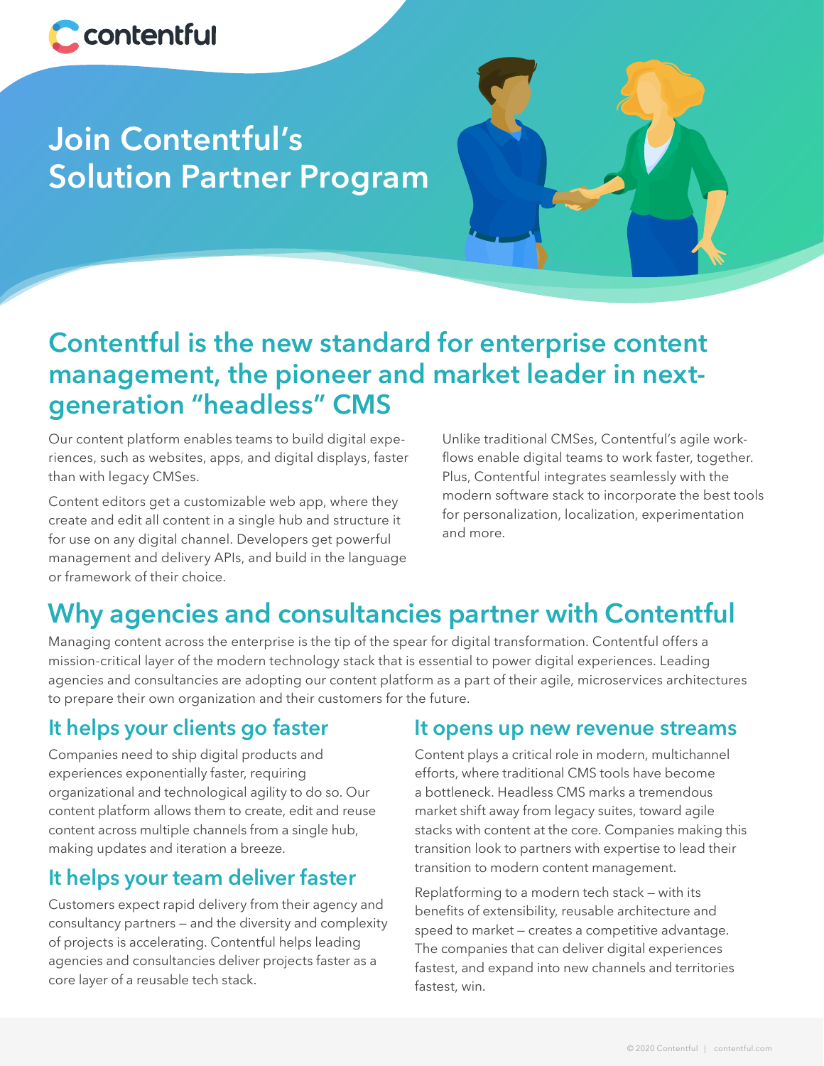contentful

# Join Contentful's Solution Partner Program

## Contentful is the new standard for enterprise content management, the pioneer and market leader in next-generation "headless" CMS

Our content platform enables teams to build digital experiences, such as websites, apps, and digital displays, faster than with legacy CMSes.

Content editors get a customizable web app, where they create and edit all content in a single hub and structure it for use on any digital channel. Developers get powerful management and delivery APIs, and build in the language or framework of their choice.

Unlike traditional CMSes, Contentful's agile workflows enable digital teams to work faster, together. Plus, Contentful integrates seamlessly with the modern software stack to incorporate the best tools for personalization, localization, experimentation and more.

## Why agencies and consultancies partner with Contentful

Managing content across the enterprise is the tip of the spear for digital transformation. Contentful offers a mission-critical layer of the modern technology stack that is essential to power digital experiences. Leading agencies and consultancies are adopting our content platform as a part of their agile, microservices architectures to prepare their own organization and their customers for the future.

### It helps your clients go faster

Companies need to ship digital products and experiences exponentially faster, requiring organizational and technological agility to do so. Our content platform allows them to create, edit and reuse content across multiple channels from a single hub, making updates and iteration a breeze.

### It helps your team deliver faster

Customers expect rapid delivery from their agency and consultancy partners — and the diversity and complexity of projects is accelerating. Contentful helps leading agencies and consultancies deliver projects faster as a core layer of a reusable tech stack.

### It opens up new revenue streams

Content plays a critical role in modern, multichannel efforts, where traditional CMS tools have become a bottleneck. Headless CMS marks a tremendous market shift away from legacy suites, toward agile stacks with content at the core. Companies making this transition look to partners with expertise to lead their transition to modern content management.

Replatforming to a modern tech stack — with its benefits of extensibility, reusable architecture and speed to market — creates a competitive advantage. The companies that can deliver digital experiences fastest, and expand into new channels and territories fastest, win.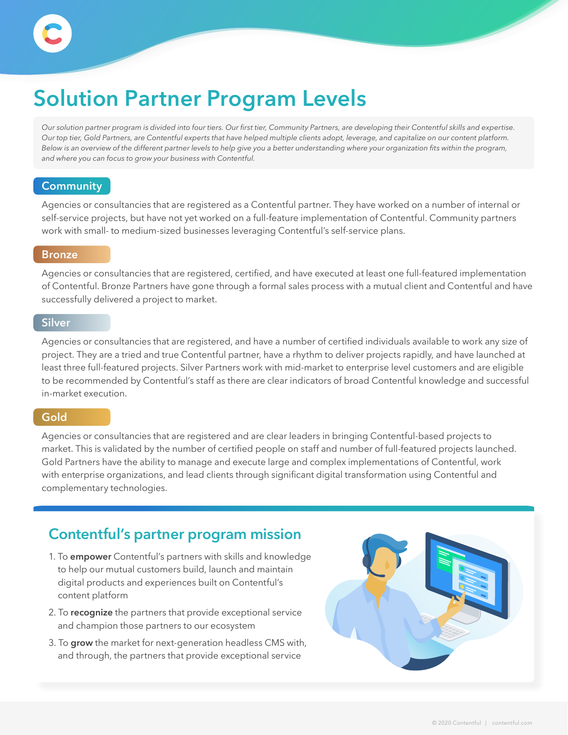# Solution Partner Program Levels

*Our solution partner program is divided into four tiers. Our first tier, Community Partners, are developing their Contentful skills and expertise. Our top tier, Gold Partners, are Contentful experts that have helped multiple clients adopt, leverage, and capitalize on our content platform. Below is an overview of the different partner levels to help give you a better understanding where your organization fits within the program, and where you can focus to grow your business with Contentful.*

## Community

Agencies or consultancies that are registered as a Contentful partner. They have worked on a number of internal or self-service projects, but have not yet worked on a full-feature implementation of Contentful. Community partners work with small- to medium-sized businesses leveraging Contentful's self-service plans.

## Bronze

Agencies or consultancies that are registered, certified, and have executed at least one full-featured implementation of Contentful. Bronze Partners have gone through a formal sales process with a mutual client and Contentful and have successfully delivered a project to market.

## Silver

Agencies or consultancies that are registered, and have a number of certified individuals available to work any size of project. They are a tried and true Contentful partner, have a rhythm to deliver projects rapidly, and have launched at least three full-featured projects. Silver Partners work with mid-market to enterprise level customers and are eligible to be recommended by Contentful's staff as there are clear indicators of broad Contentful knowledge and successful in-market execution.

## Gold

Agencies or consultancies that are registered and are clear leaders in bringing Contentful-based projects to market. This is validated by the number of certified people on staff and number of full-featured projects launched. Gold Partners have the ability to manage and execute large and complex implementations of Contentful, work with enterprise organizations, and lead clients through significant digital transformation using Contentful and complementary technologies.

## Contentful's partner program mission

1. To **empower** Contentful's partners with skills and knowledge to help our mutual customers build, launch and maintain digital products and experiences built on Contentful's content platform
2. To **recognize** the partners that provide exceptional service and champion those partners to our ecosystem
3. To **grow** the market for next-generation headless CMS with, and through, the partners that provide exceptional service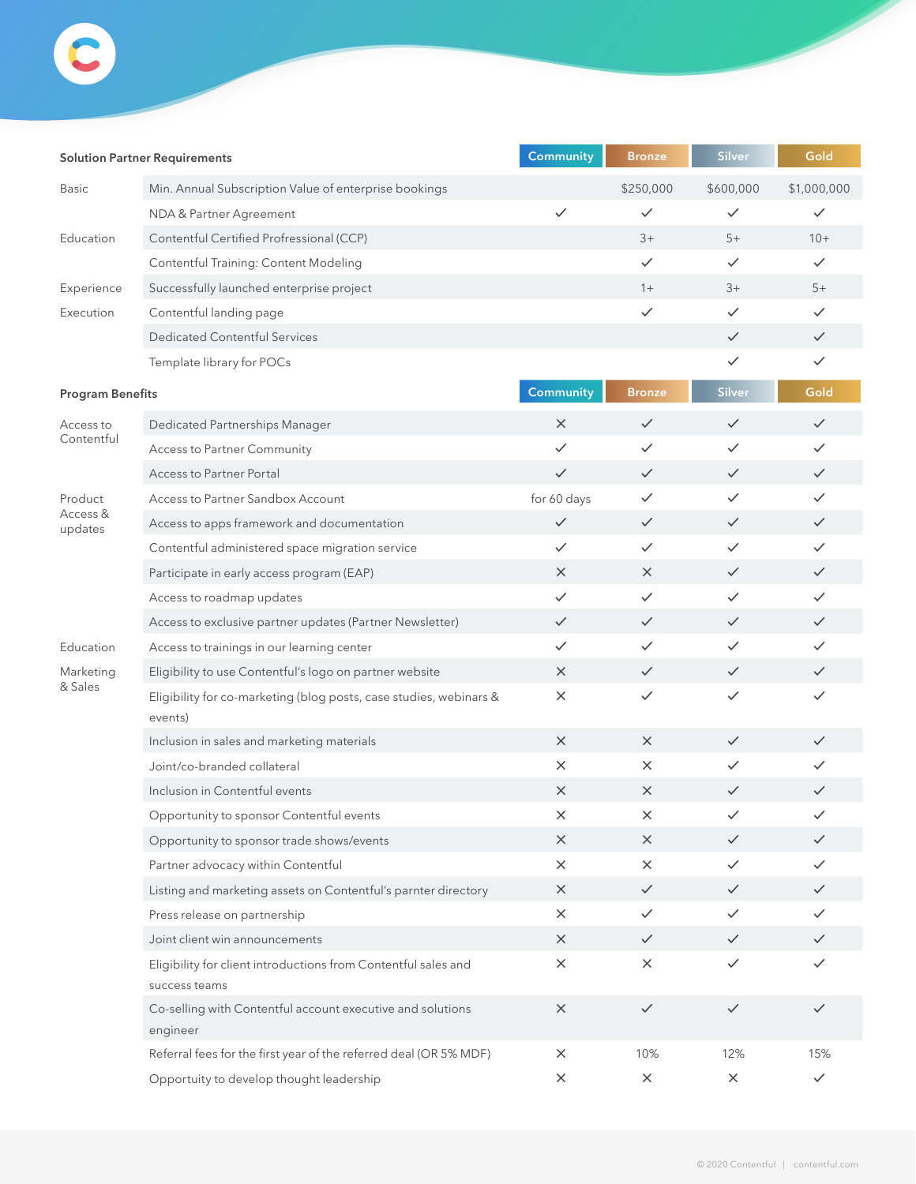| Solution Partner Requirements | | Community | Bronze | Silver | Gold |
|---|---|---|---|---|---|
| Basic | Min. Annual Subscription Value of enterprise bookings | | $250,000 | $600,000 | $1,000,000 |
| | NDA & Partner Agreement | ✓ | ✓ | ✓ | ✓ |
| Education | Contentful Certified Professional (CCP) | | 3+ | 5+ | 10+ |
| | Contentful Training: Content Modeling | | ✓ | ✓ | ✓ |
| Experience | Successfully launched enterprise project | | 1+ | 3+ | 5+ |
| Execution | Contentful landing page | | ✓ | ✓ | ✓ |
| | Dedicated Contentful Services | | | ✓ | ✓ |
| | Template library for POCs | | | ✓ | ✓ |

| Program Benefits | | Community | Bronze | Silver | Gold |
|---|---|---|---|---|---|
| Access to Contentful | Dedicated Partnerships Manager | ✕ | ✓ | ✓ | ✓ |
| | Access to Partner Community | ✓ | ✓ | ✓ | ✓ |
| | Access to Partner Portal | ✓ | ✓ | ✓ | ✓ |
| Product Access & updates | Access to Partner Sandbox Account | for 60 days | ✓ | ✓ | ✓ |
| | Access to apps framework and documentation | ✓ | ✓ | ✓ | ✓ |
| | Contentful administered space migration service | ✓ | ✓ | ✓ | ✓ |
| | Participate in early access program (EAP) | ✕ | ✕ | ✓ | ✓ |
| | Access to roadmap updates | ✓ | ✓ | ✓ | ✓ |
| | Access to exclusive partner updates (Partner Newsletter) | ✓ | ✓ | ✓ | ✓ |
| Education | Access to trainings in our learning center | ✓ | ✓ | ✓ | ✓ |
| Marketing & Sales | Eligibility to use Contentful's logo on partner website | ✕ | ✓ | ✓ | ✓ |
| | Eligibility for co-marketing (blog posts, case studies, webinars & events) | ✕ | ✓ | ✓ | ✓ |
| | Inclusion in sales and marketing materials | ✕ | ✕ | ✓ | ✓ |
| | Joint/co-branded collateral | ✕ | ✕ | ✓ | ✓ |
| | Inclusion in Contentful events | ✕ | ✕ | ✓ | ✓ |
| | Opportunity to sponsor Contentful events | ✕ | ✕ | ✓ | ✓ |
| | Opportunity to sponsor trade shows/events | ✕ | ✕ | ✓ | ✓ |
| | Partner advocacy within Contentful | ✕ | ✕ | ✓ | ✓ |
| | Listing and marketing assets on Contentful's parnter directory | ✕ | ✓ | ✓ | ✓ |
| | Press release on partnership | ✕ | ✓ | ✓ | ✓ |
| | Joint client win announcements | ✕ | ✓ | ✓ | ✓ |
| | Eligibility for client introductions from Contentful sales and success teams | ✕ | ✕ | ✓ | ✓ |
| | Co-selling with Contentful account executive and solutions engineer | ✕ | ✓ | ✓ | ✓ |
| | Referral fees for the first year of the referred deal (OR 5% MDF) | ✕ | 10% | 12% | 15% |
| | Opportuity to develop thought leadership | ✕ | ✕ | ✕ | ✓ |